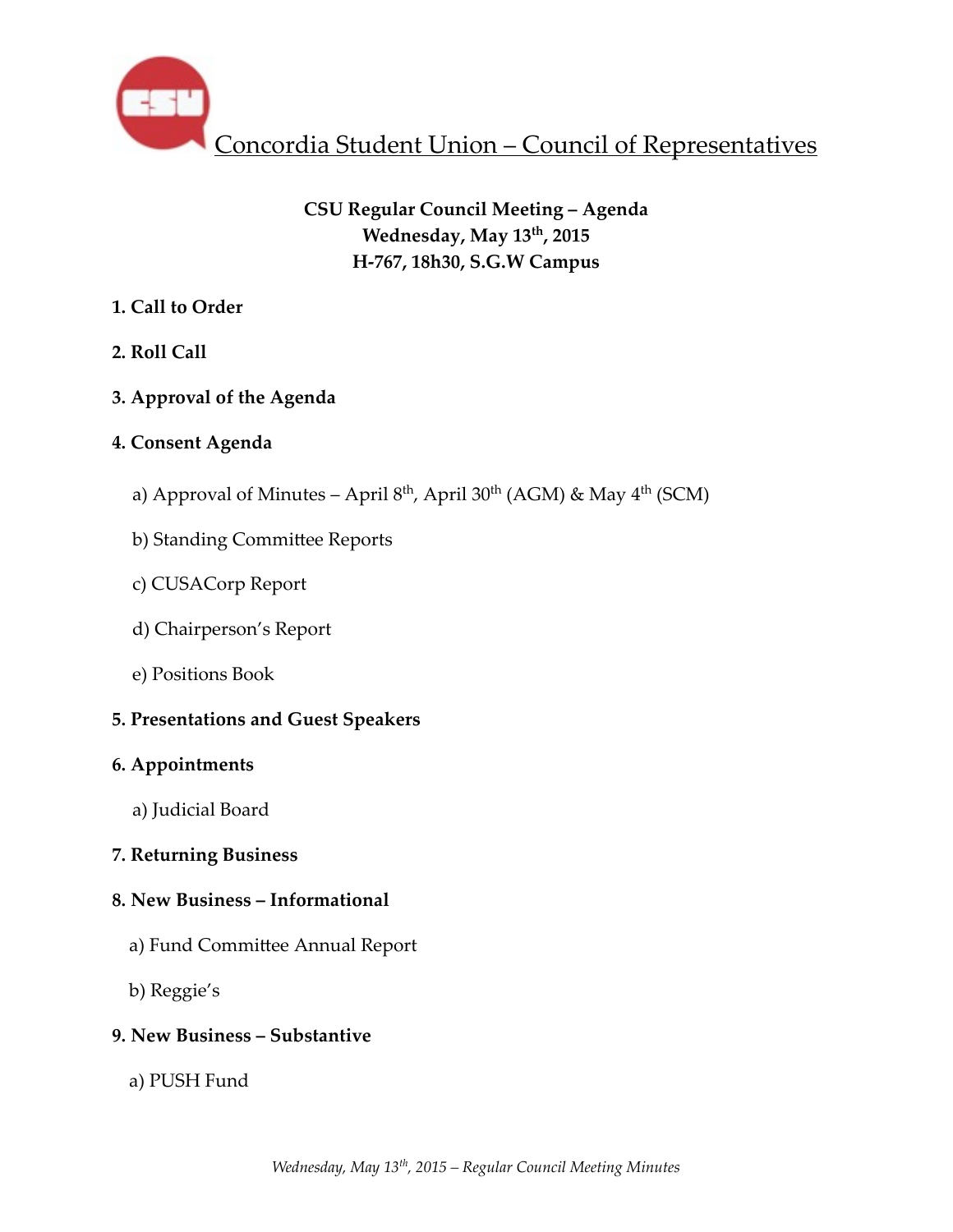# Concordia Student Union – Council of Representatives

**CSU Regular Council Meeting – Agenda**
**Wednesday, May 13th, 2015**
**H-767, 18h30, S.G.W Campus**

**1. Call to Order**

**2. Roll Call**

**3. Approval of the Agenda**

**4. Consent Agenda**

a) Approval of Minutes – April 8th, April 30th (AGM) & May 4th (SCM)

b) Standing Committee Reports

c) CUSACorp Report

d) Chairperson's Report

e) Positions Book

**5. Presentations and Guest Speakers**

**6. Appointments**

a) Judicial Board

**7. Returning Business**

**8. New Business – Informational**

a) Fund Committee Annual Report

b) Reggie's

**9. New Business – Substantive**

a) PUSH Fund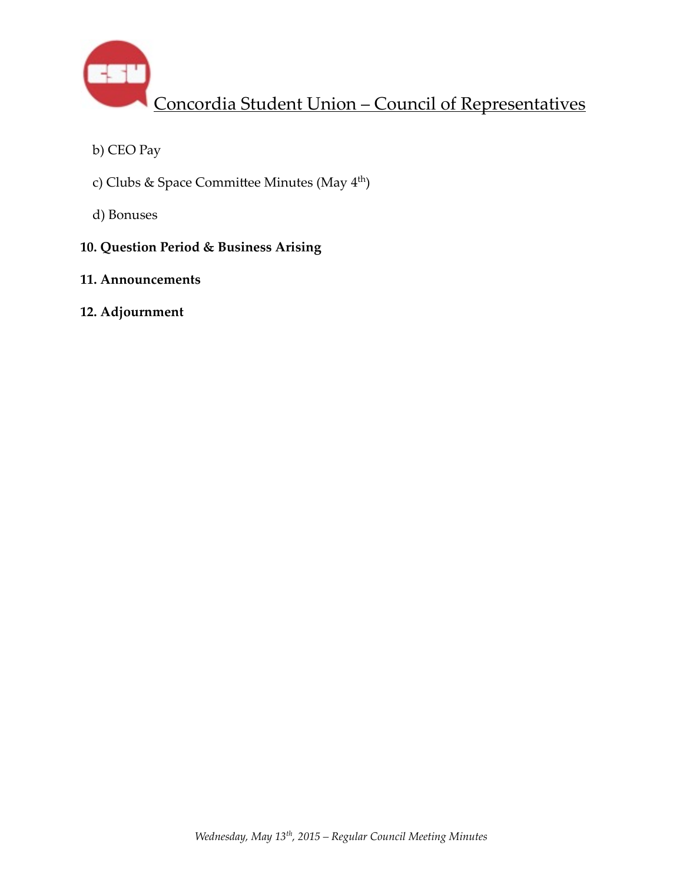b) CEO Pay

c) Clubs & Space Committee Minutes (May 4th)

d) Bonuses

**10. Question Period & Business Arising**

**11. Announcements**

**12. Adjournment**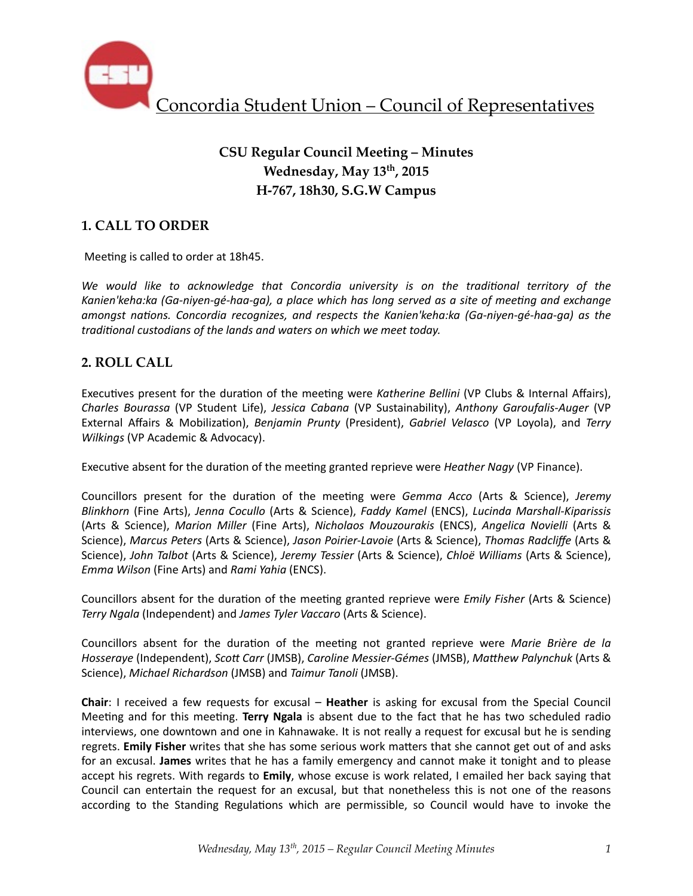Concordia Student Union – Council of Representatives

**CSU Regular Council Meeting – Minutes**
**Wednesday, May 13th, 2015**
**H-767, 18h30, S.G.W Campus**

## 1. CALL TO ORDER

Meeting is called to order at 18h45.

*We would like to acknowledge that Concordia university is on the traditional territory of the Kanien'keha:ka (Ga-niyen-gé-haa-ga), a place which has long served as a site of meeting and exchange amongst nations. Concordia recognizes, and respects the Kanien'keha:ka (Ga-niyen-gé-haa-ga) as the traditional custodians of the lands and waters on which we meet today.*

## 2. ROLL CALL

Executives present for the duration of the meeting were *Katherine Bellini* (VP Clubs & Internal Affairs), *Charles Bourassa* (VP Student Life), *Jessica Cabana* (VP Sustainability), *Anthony Garoufalis-Auger* (VP External Affairs & Mobilization), *Benjamin Prunty* (President), *Gabriel Velasco* (VP Loyola), and *Terry Wilkings* (VP Academic & Advocacy).

Executive absent for the duration of the meeting granted reprieve were *Heather Nagy* (VP Finance).

Councillors present for the duration of the meeting were *Gemma Acco* (Arts & Science), *Jeremy Blinkhorn* (Fine Arts), *Jenna Cocullo* (Arts & Science), *Faddy Kamel* (ENCS), *Lucinda Marshall-Kiparissis* (Arts & Science), *Marion Miller* (Fine Arts), *Nicholaos Mouzourakis* (ENCS), *Angelica Novielli* (Arts & Science), *Marcus Peters* (Arts & Science), *Jason Poirier-Lavoie* (Arts & Science), *Thomas Radcliffe* (Arts & Science), *John Talbot* (Arts & Science), *Jeremy Tessier* (Arts & Science), *Chloë Williams* (Arts & Science), *Emma Wilson* (Fine Arts) and *Rami Yahia* (ENCS).

Councillors absent for the duration of the meeting granted reprieve were *Emily Fisher* (Arts & Science) *Terry Ngala* (Independent) and *James Tyler Vaccaro* (Arts & Science).

Councillors absent for the duration of the meeting not granted reprieve were *Marie Brière de la Hosseraye* (Independent), *Scott Carr* (JMSB), *Caroline Messier-Gémes* (JMSB), *Matthew Palynchuk* (Arts & Science), *Michael Richardson* (JMSB) and *Taimur Tanoli* (JMSB).

**Chair**: I received a few requests for excusal – **Heather** is asking for excusal from the Special Council Meeting and for this meeting. **Terry Ngala** is absent due to the fact that he has two scheduled radio interviews, one downtown and one in Kahnawake. It is not really a request for excusal but he is sending regrets. **Emily Fisher** writes that she has some serious work matters that she cannot get out of and asks for an excusal. **James** writes that he has a family emergency and cannot make it tonight and to please accept his regrets. With regards to **Emily**, whose excuse is work related, I emailed her back saying that Council can entertain the request for an excusal, but that nonetheless this is not one of the reasons according to the Standing Regulations which are permissible, so Council would have to invoke the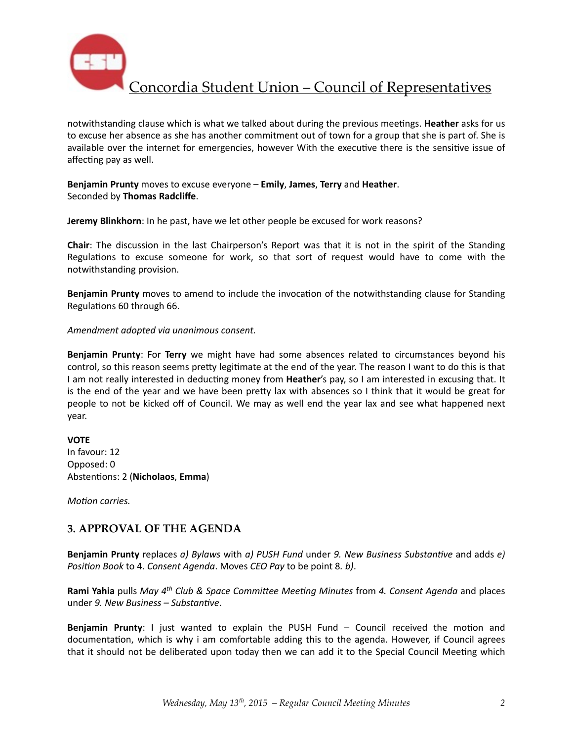notwithstanding clause which is what we talked about during the previous meetings. **Heather** asks for us to excuse her absence as she has another commitment out of town for a group that she is part of. She is available over the internet for emergencies, however With the executive there is the sensitive issue of affecting pay as well.

**Benjamin Prunty** moves to excuse everyone – **Emily**, **James**, **Terry** and **Heather**.
Seconded by **Thomas Radcliffe**.

**Jeremy Blinkhorn**: In he past, have we let other people be excused for work reasons?

**Chair**: The discussion in the last Chairperson's Report was that it is not in the spirit of the Standing Regulations to excuse someone for work, so that sort of request would have to come with the notwithstanding provision.

**Benjamin Prunty** moves to amend to include the invocation of the notwithstanding clause for Standing Regulations 60 through 66.

*Amendment adopted via unanimous consent.*

**Benjamin Prunty**: For **Terry** we might have had some absences related to circumstances beyond his control, so this reason seems pretty legitimate at the end of the year. The reason I want to do this is that I am not really interested in deducting money from **Heather**'s pay, so I am interested in excusing that. It is the end of the year and we have been pretty lax with absences so I think that it would be great for people to not be kicked off of Council. We may as well end the year lax and see what happened next year.

**VOTE**
In favour: 12
Opposed: 0
Abstentions: 2 (**Nicholaos**, **Emma**)

*Motion carries.*

## 3. APPROVAL OF THE AGENDA

**Benjamin Prunty** replaces *a) Bylaws* with *a) PUSH Fund* under *9. New Business Substantive* and adds *e) Position Book* to 4. *Consent Agenda*. Moves *CEO Pay* to be point 8. *b)*.

**Rami Yahia** pulls *May 4th Club & Space Committee Meeting Minutes* from *4. Consent Agenda* and places under *9. New Business – Substantive*.

**Benjamin Prunty**: I just wanted to explain the PUSH Fund – Council received the motion and documentation, which is why i am comfortable adding this to the agenda. However, if Council agrees that it should not be deliberated upon today then we can add it to the Special Council Meeting which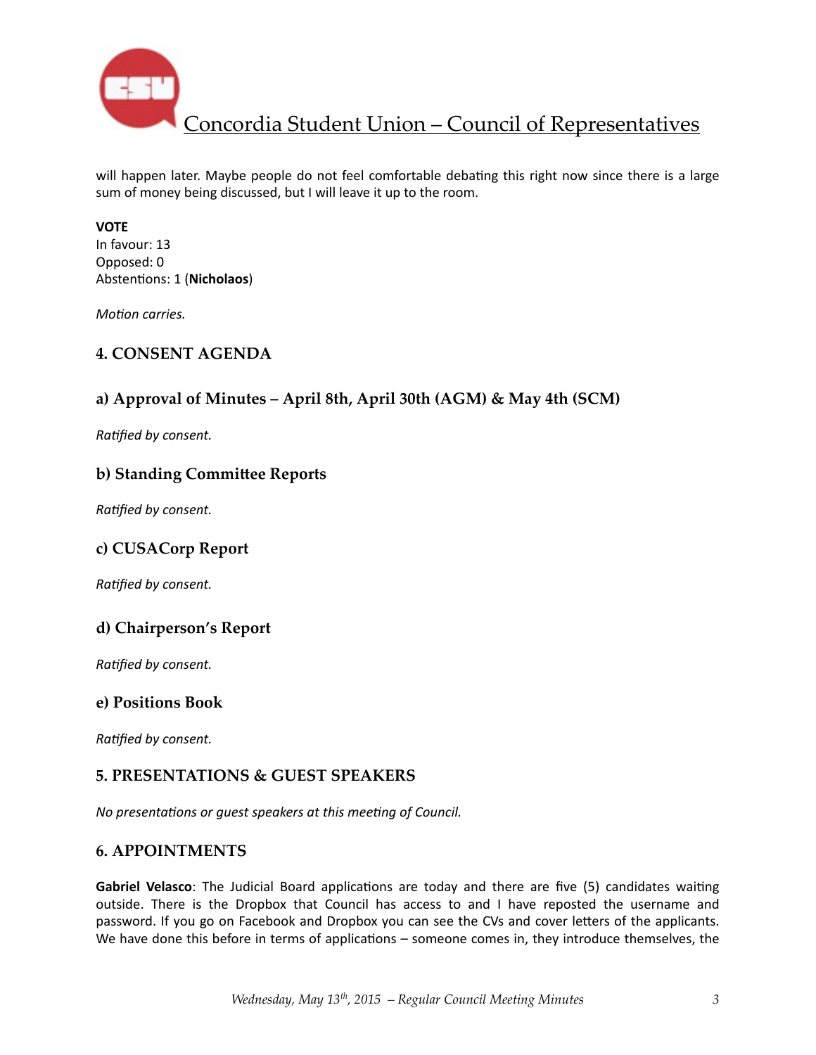will happen later. Maybe people do not feel comfortable debating this right now since there is a large sum of money being discussed, but I will leave it up to the room.

**VOTE**
In favour: 13
Opposed: 0
Abstentions: 1 (**Nicholaos**)

*Motion carries.*

## 4. CONSENT AGENDA

### a) Approval of Minutes – April 8th, April 30th (AGM) & May 4th (SCM)

*Ratified by consent.*

### b) Standing Committee Reports

*Ratified by consent.*

### c) CUSACorp Report

*Ratified by consent.*

### d) Chairperson's Report

*Ratified by consent.*

### e) Positions Book

*Ratified by consent.*

## 5. PRESENTATIONS & GUEST SPEAKERS

*No presentations or guest speakers at this meeting of Council.*

## 6. APPOINTMENTS

**Gabriel Velasco**: The Judicial Board applications are today and there are five (5) candidates waiting outside. There is the Dropbox that Council has access to and I have reposted the username and password. If you go on Facebook and Dropbox you can see the CVs and cover letters of the applicants. We have done this before in terms of applications – someone comes in, they introduce themselves, the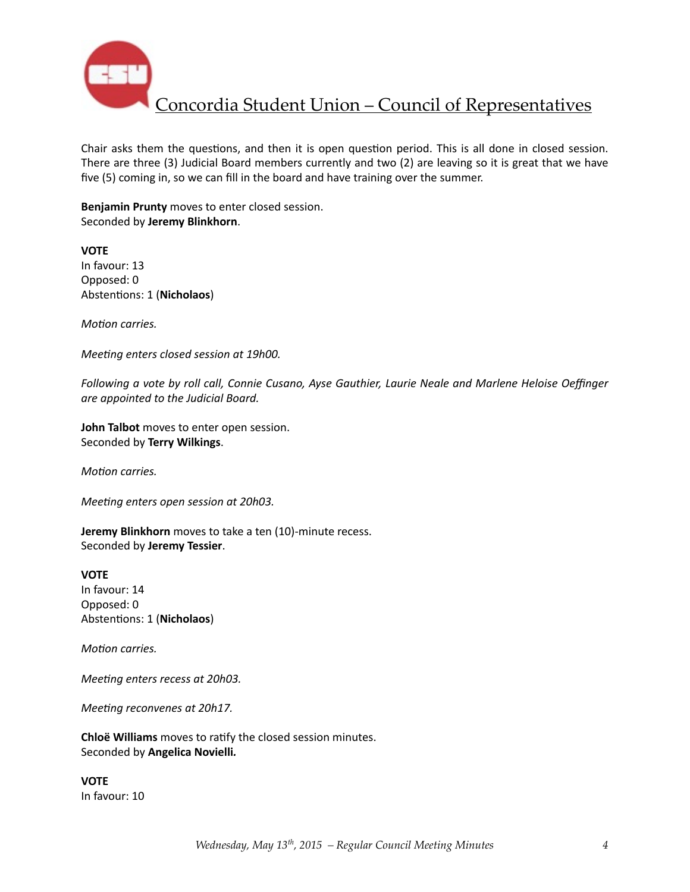Chair asks them the questions, and then it is open question period. This is all done in closed session. There are three (3) Judicial Board members currently and two (2) are leaving so it is great that we have five (5) coming in, so we can fill in the board and have training over the summer.

**Benjamin Prunty** moves to enter closed session.
Seconded by **Jeremy Blinkhorn**.

**VOTE**
In favour: 13
Opposed: 0
Abstentions: 1 (**Nicholaos**)

*Motion carries.*

*Meeting enters closed session at 19h00.*

*Following a vote by roll call, Connie Cusano, Ayse Gauthier, Laurie Neale and Marlene Heloise Oeffinger are appointed to the Judicial Board.*

**John Talbot** moves to enter open session.
Seconded by **Terry Wilkings**.

*Motion carries.*

*Meeting enters open session at 20h03.*

**Jeremy Blinkhorn** moves to take a ten (10)-minute recess.
Seconded by **Jeremy Tessier**.

**VOTE**
In favour: 14
Opposed: 0
Abstentions: 1 (**Nicholaos**)

*Motion carries.*

*Meeting enters recess at 20h03.*

*Meeting reconvenes at 20h17.*

**Chloë Williams** moves to ratify the closed session minutes.
Seconded by **Angelica Novielli.**

**VOTE**
In favour: 10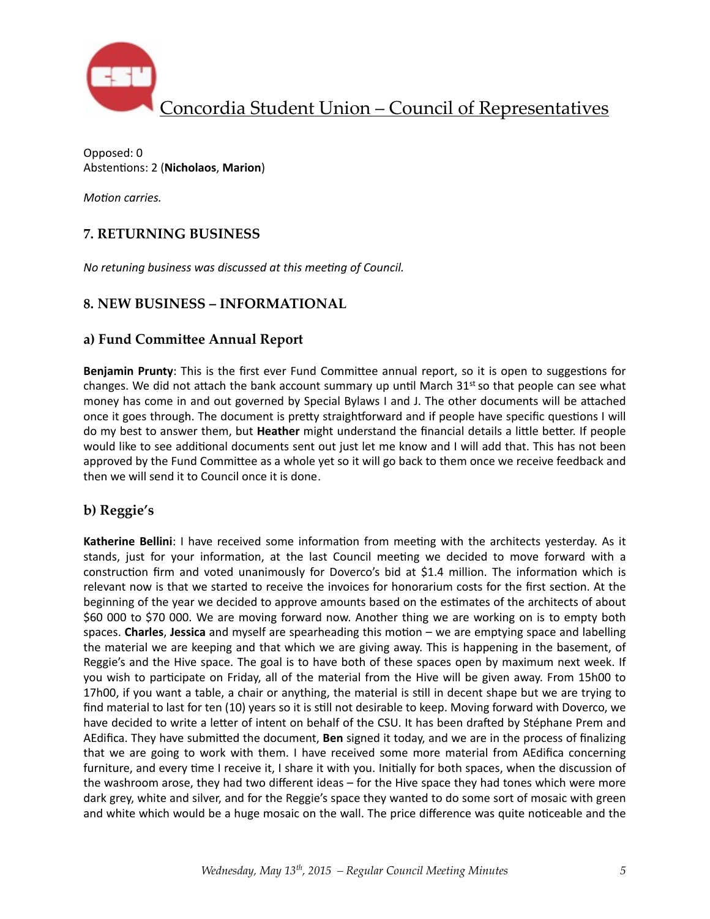Opposed: 0
Abstentions: 2 (**Nicholaos**, **Marion**)

*Motion carries.*

## 7. RETURNING BUSINESS

*No retuning business was discussed at this meeting of Council.*

## 8. NEW BUSINESS – INFORMATIONAL

### a) Fund Committee Annual Report

**Benjamin Prunty**: This is the first ever Fund Committee annual report, so it is open to suggestions for changes. We did not attach the bank account summary up until March 31st so that people can see what money has come in and out governed by Special Bylaws I and J. The other documents will be attached once it goes through. The document is pretty straightforward and if people have specific questions I will do my best to answer them, but **Heather** might understand the financial details a little better. If people would like to see additional documents sent out just let me know and I will add that. This has not been approved by the Fund Committee as a whole yet so it will go back to them once we receive feedback and then we will send it to Council once it is done.

### b) Reggie's

**Katherine Bellini**: I have received some information from meeting with the architects yesterday. As it stands, just for your information, at the last Council meeting we decided to move forward with a construction firm and voted unanimously for Doverco's bid at $1.4 million. The information which is relevant now is that we started to receive the invoices for honorarium costs for the first section. At the beginning of the year we decided to approve amounts based on the estimates of the architects of about $60 000 to $70 000. We are moving forward now. Another thing we are working on is to empty both spaces. **Charles**, **Jessica** and myself are spearheading this motion – we are emptying space and labelling the material we are keeping and that which we are giving away. This is happening in the basement, of Reggie's and the Hive space. The goal is to have both of these spaces open by maximum next week. If you wish to participate on Friday, all of the material from the Hive will be given away. From 15h00 to 17h00, if you want a table, a chair or anything, the material is still in decent shape but we are trying to find material to last for ten (10) years so it is still not desirable to keep. Moving forward with Doverco, we have decided to write a letter of intent on behalf of the CSU. It has been drafted by Stéphane Prem and AEdifica. They have submitted the document, **Ben** signed it today, and we are in the process of finalizing that we are going to work with them. I have received some more material from AEdifica concerning furniture, and every time I receive it, I share it with you. Initially for both spaces, when the discussion of the washroom arose, they had two different ideas – for the Hive space they had tones which were more dark grey, white and silver, and for the Reggie's space they wanted to do some sort of mosaic with green and white which would be a huge mosaic on the wall. The price difference was quite noticeable and the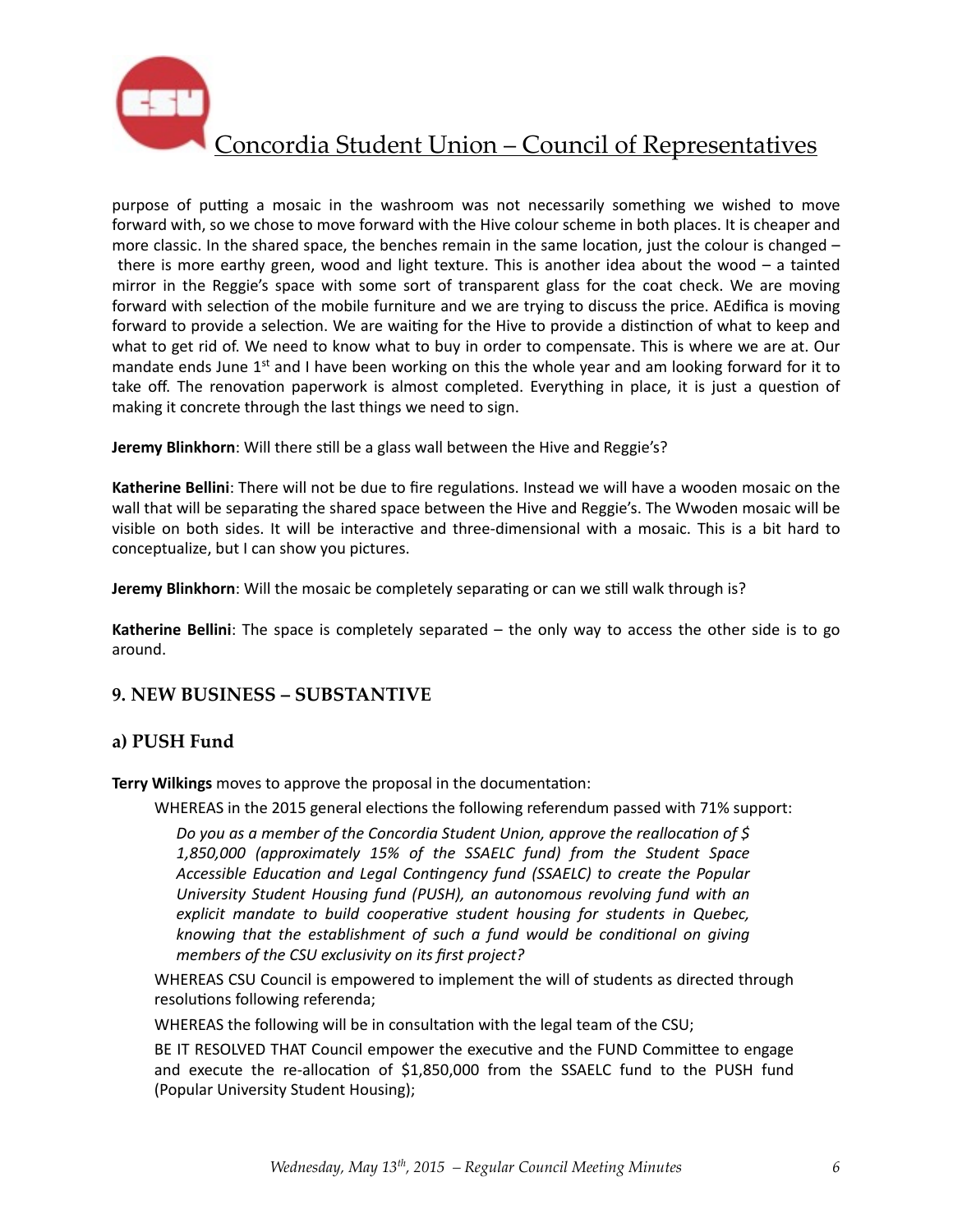purpose of putting a mosaic in the washroom was not necessarily something we wished to move forward with, so we chose to move forward with the Hive colour scheme in both places. It is cheaper and more classic. In the shared space, the benches remain in the same location, just the colour is changed – there is more earthy green, wood and light texture. This is another idea about the wood – a tainted mirror in the Reggie's space with some sort of transparent glass for the coat check. We are moving forward with selection of the mobile furniture and we are trying to discuss the price. AEdifica is moving forward to provide a selection. We are waiting for the Hive to provide a distinction of what to keep and what to get rid of. We need to know what to buy in order to compensate. This is where we are at. Our mandate ends June 1st and I have been working on this the whole year and am looking forward for it to take off. The renovation paperwork is almost completed. Everything in place, it is just a question of making it concrete through the last things we need to sign.

**Jeremy Blinkhorn**: Will there still be a glass wall between the Hive and Reggie's?

**Katherine Bellini**: There will not be due to fire regulations. Instead we will have a wooden mosaic on the wall that will be separating the shared space between the Hive and Reggie's. The Wwoden mosaic will be visible on both sides. It will be interactive and three-dimensional with a mosaic. This is a bit hard to conceptualize, but I can show you pictures.

**Jeremy Blinkhorn**: Will the mosaic be completely separating or can we still walk through is?

**Katherine Bellini**: The space is completely separated – the only way to access the other side is to go around.

## 9. NEW BUSINESS – SUBSTANTIVE

### a) PUSH Fund

**Terry Wilkings** moves to approve the proposal in the documentation:

WHEREAS in the 2015 general elections the following referendum passed with 71% support:

*Do you as a member of the Concordia Student Union, approve the reallocation of $ 1,850,000 (approximately 15% of the SSAELC fund) from the Student Space Accessible Education and Legal Contingency fund (SSAELC) to create the Popular University Student Housing fund (PUSH), an autonomous revolving fund with an explicit mandate to build cooperative student housing for students in Quebec, knowing that the establishment of such a fund would be conditional on giving members of the CSU exclusivity on its first project?*

WHEREAS CSU Council is empowered to implement the will of students as directed through resolutions following referenda;

WHEREAS the following will be in consultation with the legal team of the CSU;

BE IT RESOLVED THAT Council empower the executive and the FUND Committee to engage and execute the re-allocation of $1,850,000 from the SSAELC fund to the PUSH fund (Popular University Student Housing);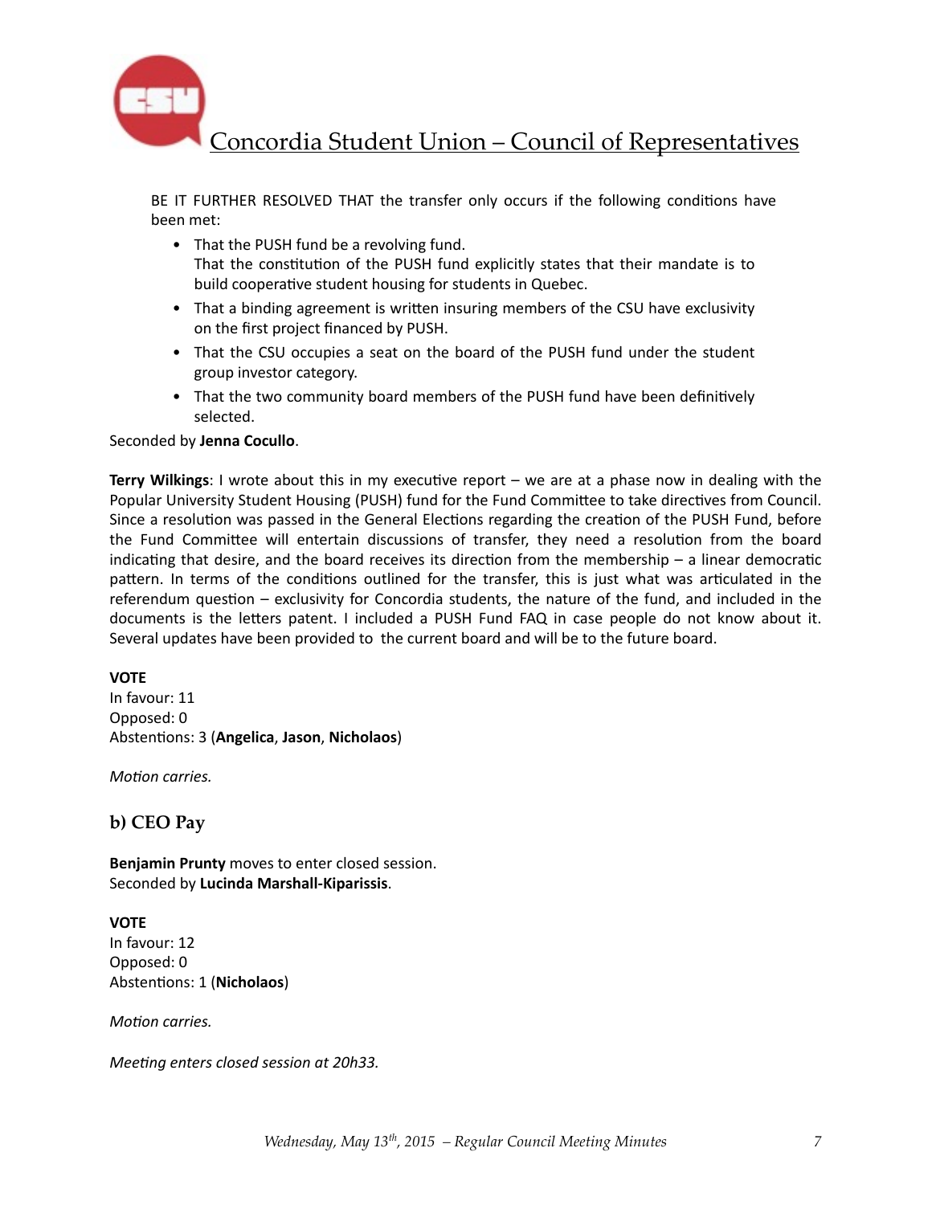BE IT FURTHER RESOLVED THAT the transfer only occurs if the following conditions have been met:

- That the PUSH fund be a revolving fund.
  That the constitution of the PUSH fund explicitly states that their mandate is to build cooperative student housing for students in Quebec.
- That a binding agreement is written insuring members of the CSU have exclusivity on the first project financed by PUSH.
- That the CSU occupies a seat on the board of the PUSH fund under the student group investor category.
- That the two community board members of the PUSH fund have been definitively selected.

Seconded by **Jenna Cocullo**.

**Terry Wilkings**: I wrote about this in my executive report – we are at a phase now in dealing with the Popular University Student Housing (PUSH) fund for the Fund Committee to take directives from Council. Since a resolution was passed in the General Elections regarding the creation of the PUSH Fund, before the Fund Committee will entertain discussions of transfer, they need a resolution from the board indicating that desire, and the board receives its direction from the membership – a linear democratic pattern. In terms of the conditions outlined for the transfer, this is just what was articulated in the referendum question – exclusivity for Concordia students, the nature of the fund, and included in the documents is the letters patent. I included a PUSH Fund FAQ in case people do not know about it. Several updates have been provided to the current board and will be to the future board.

**VOTE**
In favour: 11
Opposed: 0
Abstentions: 3 (**Angelica**, **Jason**, **Nicholaos**)

*Motion carries.*

## b) CEO Pay

**Benjamin Prunty** moves to enter closed session.
Seconded by **Lucinda Marshall-Kiparissis**.

**VOTE**
In favour: 12
Opposed: 0
Abstentions: 1 (**Nicholaos**)

*Motion carries.*

*Meeting enters closed session at 20h33.*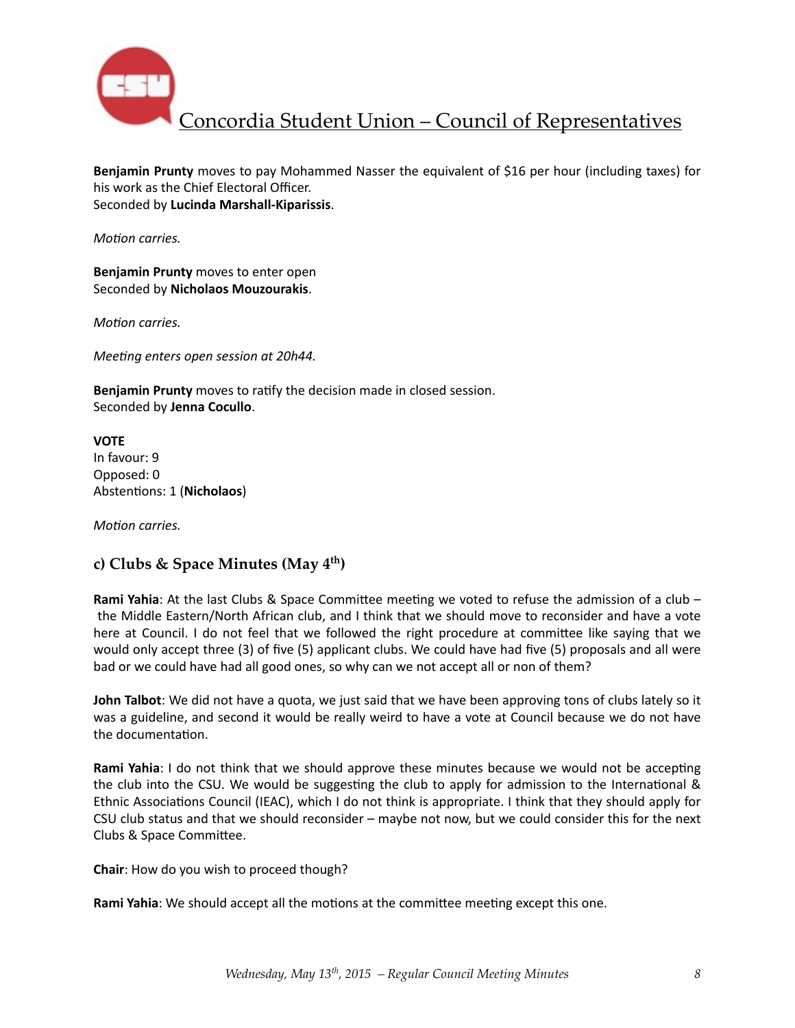**Benjamin Prunty** moves to pay Mohammed Nasser the equivalent of $16 per hour (including taxes) for his work as the Chief Electoral Officer.
Seconded by **Lucinda Marshall-Kiparissis**.

*Motion carries.*

**Benjamin Prunty** moves to enter open
Seconded by **Nicholaos Mouzourakis**.

*Motion carries.*

*Meeting enters open session at 20h44.*

**Benjamin Prunty** moves to ratify the decision made in closed session.
Seconded by **Jenna Cocullo**.

**VOTE**
In favour: 9
Opposed: 0
Abstentions: 1 (**Nicholaos**)

*Motion carries.*

### c) Clubs & Space Minutes (May 4th)

**Rami Yahia**: At the last Clubs & Space Committee meeting we voted to refuse the admission of a club – the Middle Eastern/North African club, and I think that we should move to reconsider and have a vote here at Council. I do not feel that we followed the right procedure at committee like saying that we would only accept three (3) of five (5) applicant clubs. We could have had five (5) proposals and all were bad or we could have had all good ones, so why can we not accept all or non of them?

**John Talbot**: We did not have a quota, we just said that we have been approving tons of clubs lately so it was a guideline, and second it would be really weird to have a vote at Council because we do not have the documentation.

**Rami Yahia**: I do not think that we should approve these minutes because we would not be accepting the club into the CSU. We would be suggesting the club to apply for admission to the International & Ethnic Associations Council (IEAC), which I do not think is appropriate. I think that they should apply for CSU club status and that we should reconsider – maybe not now, but we could consider this for the next Clubs & Space Committee.

**Chair**: How do you wish to proceed though?

**Rami Yahia**: We should accept all the motions at the committee meeting except this one.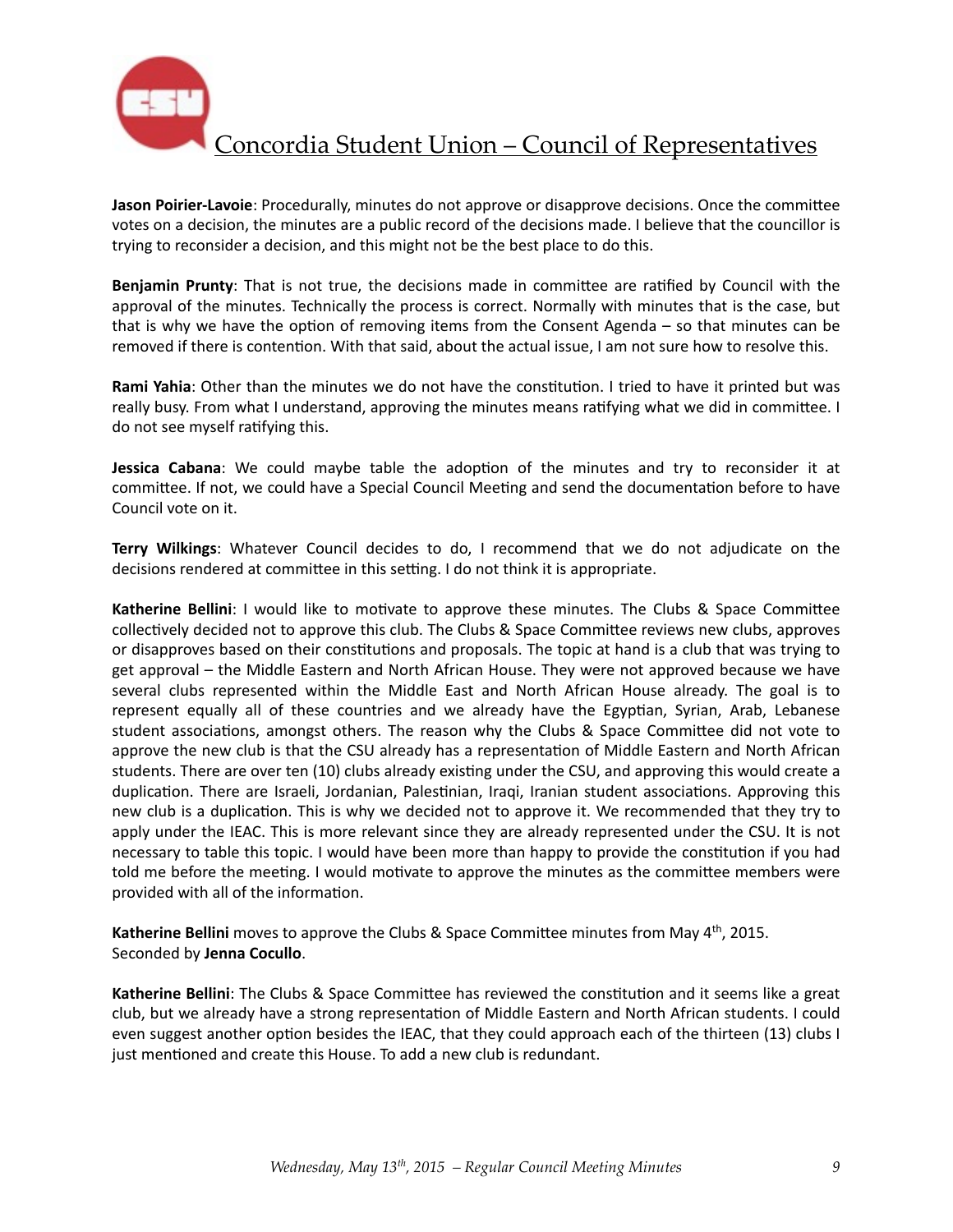**Jason Poirier-Lavoie**: Procedurally, minutes do not approve or disapprove decisions. Once the committee votes on a decision, the minutes are a public record of the decisions made. I believe that the councillor is trying to reconsider a decision, and this might not be the best place to do this.

**Benjamin Prunty**: That is not true, the decisions made in committee are ratified by Council with the approval of the minutes. Technically the process is correct. Normally with minutes that is the case, but that is why we have the option of removing items from the Consent Agenda – so that minutes can be removed if there is contention. With that said, about the actual issue, I am not sure how to resolve this.

**Rami Yahia**: Other than the minutes we do not have the constitution. I tried to have it printed but was really busy. From what I understand, approving the minutes means ratifying what we did in committee. I do not see myself ratifying this.

**Jessica Cabana**: We could maybe table the adoption of the minutes and try to reconsider it at committee. If not, we could have a Special Council Meeting and send the documentation before to have Council vote on it.

**Terry Wilkings**: Whatever Council decides to do, I recommend that we do not adjudicate on the decisions rendered at committee in this setting. I do not think it is appropriate.

**Katherine Bellini**: I would like to motivate to approve these minutes. The Clubs & Space Committee collectively decided not to approve this club. The Clubs & Space Committee reviews new clubs, approves or disapproves based on their constitutions and proposals. The topic at hand is a club that was trying to get approval – the Middle Eastern and North African House. They were not approved because we have several clubs represented within the Middle East and North African House already. The goal is to represent equally all of these countries and we already have the Egyptian, Syrian, Arab, Lebanese student associations, amongst others. The reason why the Clubs & Space Committee did not vote to approve the new club is that the CSU already has a representation of Middle Eastern and North African students. There are over ten (10) clubs already existing under the CSU, and approving this would create a duplication. There are Israeli, Jordanian, Palestinian, Iraqi, Iranian student associations. Approving this new club is a duplication. This is why we decided not to approve it. We recommended that they try to apply under the IEAC. This is more relevant since they are already represented under the CSU. It is not necessary to table this topic. I would have been more than happy to provide the constitution if you had told me before the meeting. I would motivate to approve the minutes as the committee members were provided with all of the information.

**Katherine Bellini** moves to approve the Clubs & Space Committee minutes from May 4th, 2015.
Seconded by **Jenna Cocullo**.

**Katherine Bellini**: The Clubs & Space Committee has reviewed the constitution and it seems like a great club, but we already have a strong representation of Middle Eastern and North African students. I could even suggest another option besides the IEAC, that they could approach each of the thirteen (13) clubs I just mentioned and create this House. To add a new club is redundant.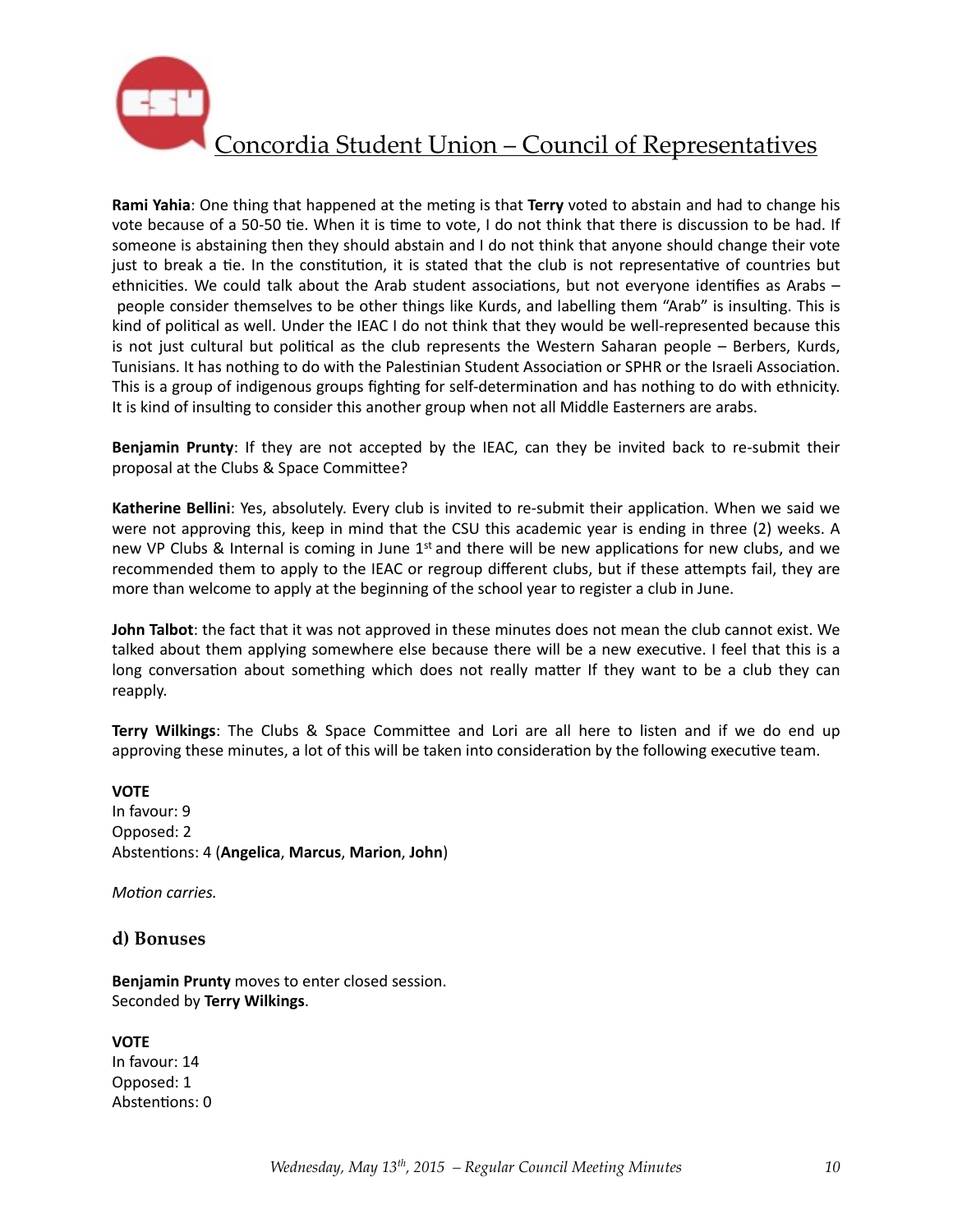**Rami Yahia**: One thing that happened at the meting is that **Terry** voted to abstain and had to change his vote because of a 50-50 tie. When it is time to vote, I do not think that there is discussion to be had. If someone is abstaining then they should abstain and I do not think that anyone should change their vote just to break a tie. In the constitution, it is stated that the club is not representative of countries but ethnicities. We could talk about the Arab student associations, but not everyone identifies as Arabs – people consider themselves to be other things like Kurds, and labelling them "Arab" is insulting. This is kind of political as well. Under the IEAC I do not think that they would be well-represented because this is not just cultural but political as the club represents the Western Saharan people – Berbers, Kurds, Tunisians. It has nothing to do with the Palestinian Student Association or SPHR or the Israeli Association. This is a group of indigenous groups fighting for self-determination and has nothing to do with ethnicity. It is kind of insulting to consider this another group when not all Middle Easterners are arabs.

**Benjamin Prunty**: If they are not accepted by the IEAC, can they be invited back to re-submit their proposal at the Clubs & Space Committee?

**Katherine Bellini**: Yes, absolutely. Every club is invited to re-submit their application. When we said we were not approving this, keep in mind that the CSU this academic year is ending in three (2) weeks. A new VP Clubs & Internal is coming in June 1st and there will be new applications for new clubs, and we recommended them to apply to the IEAC or regroup different clubs, but if these attempts fail, they are more than welcome to apply at the beginning of the school year to register a club in June.

**John Talbot**: the fact that it was not approved in these minutes does not mean the club cannot exist. We talked about them applying somewhere else because there will be a new executive. I feel that this is a long conversation about something which does not really matter If they want to be a club they can reapply.

**Terry Wilkings**: The Clubs & Space Committee and Lori are all here to listen and if we do end up approving these minutes, a lot of this will be taken into consideration by the following executive team.

**VOTE**
In favour: 9
Opposed: 2
Abstentions: 4 (**Angelica**, **Marcus**, **Marion**, **John**)

*Motion carries.*

### d) Bonuses

**Benjamin Prunty** moves to enter closed session.
Seconded by **Terry Wilkings**.

**VOTE**
In favour: 14
Opposed: 1
Abstentions: 0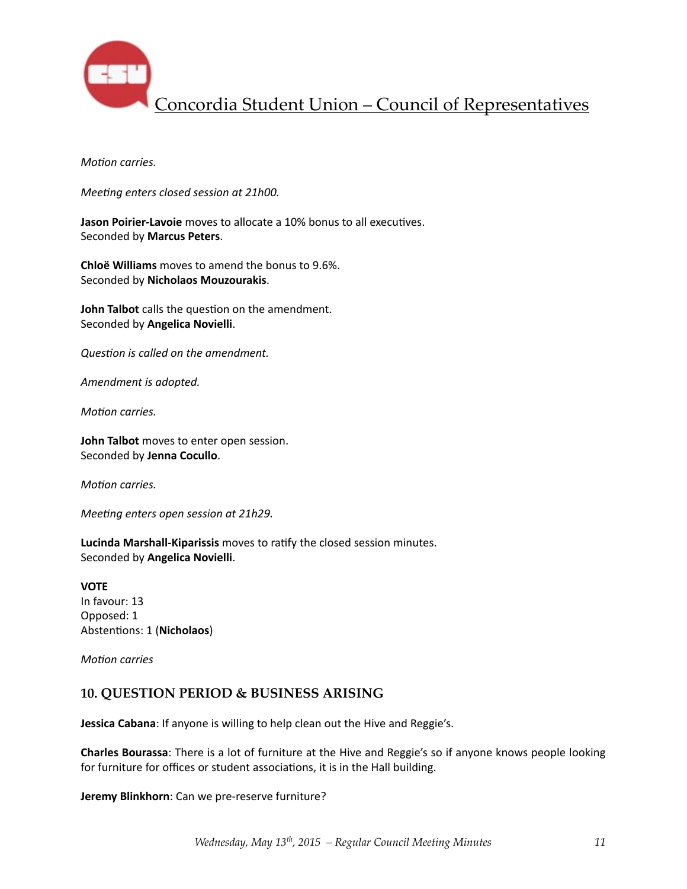*Motion carries.*

*Meeting enters closed session at 21h00.*

**Jason Poirier-Lavoie** moves to allocate a 10% bonus to all executives.
Seconded by **Marcus Peters**.

**Chloë Williams** moves to amend the bonus to 9.6%.
Seconded by **Nicholaos Mouzourakis**.

**John Talbot** calls the question on the amendment.
Seconded by **Angelica Novielli**.

*Question is called on the amendment.*

*Amendment is adopted.*

*Motion carries.*

**John Talbot** moves to enter open session.
Seconded by **Jenna Cocullo**.

*Motion carries.*

*Meeting enters open session at 21h29.*

**Lucinda Marshall-Kiparissis** moves to ratify the closed session minutes.
Seconded by **Angelica Novielli**.

**VOTE**
In favour: 13
Opposed: 1
Abstentions: 1 (**Nicholaos**)

*Motion carries*

## 10. QUESTION PERIOD & BUSINESS ARISING

**Jessica Cabana**: If anyone is willing to help clean out the Hive and Reggie's.

**Charles Bourassa**: There is a lot of furniture at the Hive and Reggie's so if anyone knows people looking for furniture for offices or student associations, it is in the Hall building.

**Jeremy Blinkhorn**: Can we pre-reserve furniture?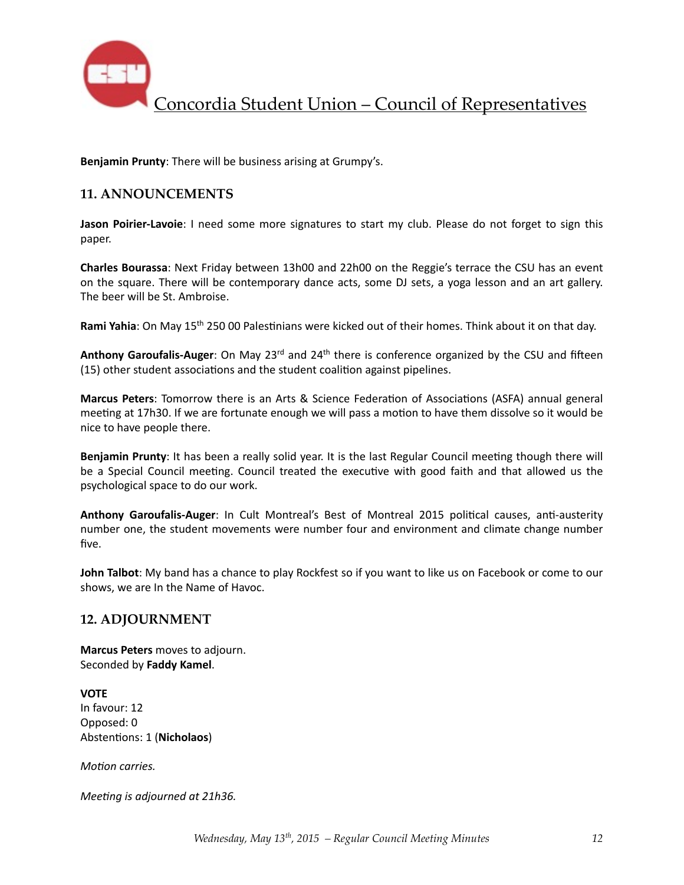**Benjamin Prunty**: There will be business arising at Grumpy's.

## 11. ANNOUNCEMENTS

**Jason Poirier-Lavoie**: I need some more signatures to start my club. Please do not forget to sign this paper.

**Charles Bourassa**: Next Friday between 13h00 and 22h00 on the Reggie's terrace the CSU has an event on the square. There will be contemporary dance acts, some DJ sets, a yoga lesson and an art gallery. The beer will be St. Ambroise.

**Rami Yahia**: On May 15th 250 00 Palestinians were kicked out of their homes. Think about it on that day.

**Anthony Garoufalis-Auger**: On May 23rd and 24th there is conference organized by the CSU and fifteen (15) other student associations and the student coalition against pipelines.

**Marcus Peters**: Tomorrow there is an Arts & Science Federation of Associations (ASFA) annual general meeting at 17h30. If we are fortunate enough we will pass a motion to have them dissolve so it would be nice to have people there.

**Benjamin Prunty**: It has been a really solid year. It is the last Regular Council meeting though there will be a Special Council meeting. Council treated the executive with good faith and that allowed us the psychological space to do our work.

**Anthony Garoufalis-Auger**: In Cult Montreal's Best of Montreal 2015 political causes, anti-austerity number one, the student movements were number four and environment and climate change number five.

**John Talbot**: My band has a chance to play Rockfest so if you want to like us on Facebook or come to our shows, we are In the Name of Havoc.

## 12. ADJOURNMENT

**Marcus Peters** moves to adjourn.
Seconded by **Faddy Kamel**.

**VOTE**
In favour: 12
Opposed: 0
Abstentions: 1 (**Nicholaos**)

*Motion carries.*

*Meeting is adjourned at 21h36.*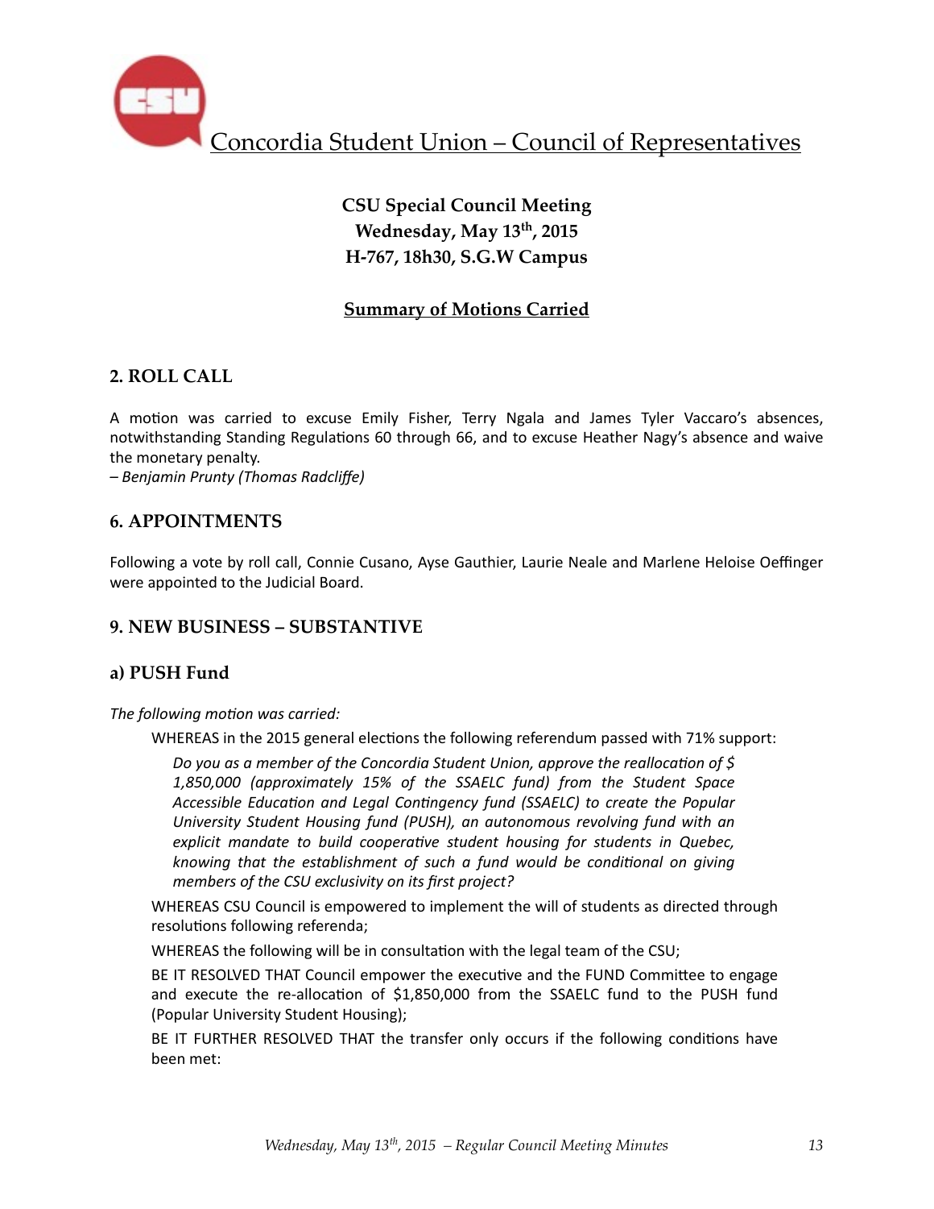Concordia Student Union – Council of Representatives

**CSU Special Council Meeting**
**Wednesday, May 13th, 2015**
**H-767, 18h30, S.G.W Campus**

**Summary of Motions Carried**

## 2. ROLL CALL

A motion was carried to excuse Emily Fisher, Terry Ngala and James Tyler Vaccaro's absences, notwithstanding Standing Regulations 60 through 66, and to excuse Heather Nagy's absence and waive the monetary penalty.
*– Benjamin Prunty (Thomas Radcliffe)*

## 6. APPOINTMENTS

Following a vote by roll call, Connie Cusano, Ayse Gauthier, Laurie Neale and Marlene Heloise Oeffinger were appointed to the Judicial Board.

## 9. NEW BUSINESS – SUBSTANTIVE

### a) PUSH Fund

*The following motion was carried:*

WHEREAS in the 2015 general elections the following referendum passed with 71% support:

*Do you as a member of the Concordia Student Union, approve the reallocation of $ 1,850,000 (approximately 15% of the SSAELC fund) from the Student Space Accessible Education and Legal Contingency fund (SSAELC) to create the Popular University Student Housing fund (PUSH), an autonomous revolving fund with an explicit mandate to build cooperative student housing for students in Quebec, knowing that the establishment of such a fund would be conditional on giving members of the CSU exclusivity on its first project?*

WHEREAS CSU Council is empowered to implement the will of students as directed through resolutions following referenda;

WHEREAS the following will be in consultation with the legal team of the CSU;

BE IT RESOLVED THAT Council empower the executive and the FUND Committee to engage and execute the re-allocation of $1,850,000 from the SSAELC fund to the PUSH fund (Popular University Student Housing);

BE IT FURTHER RESOLVED THAT the transfer only occurs if the following conditions have been met: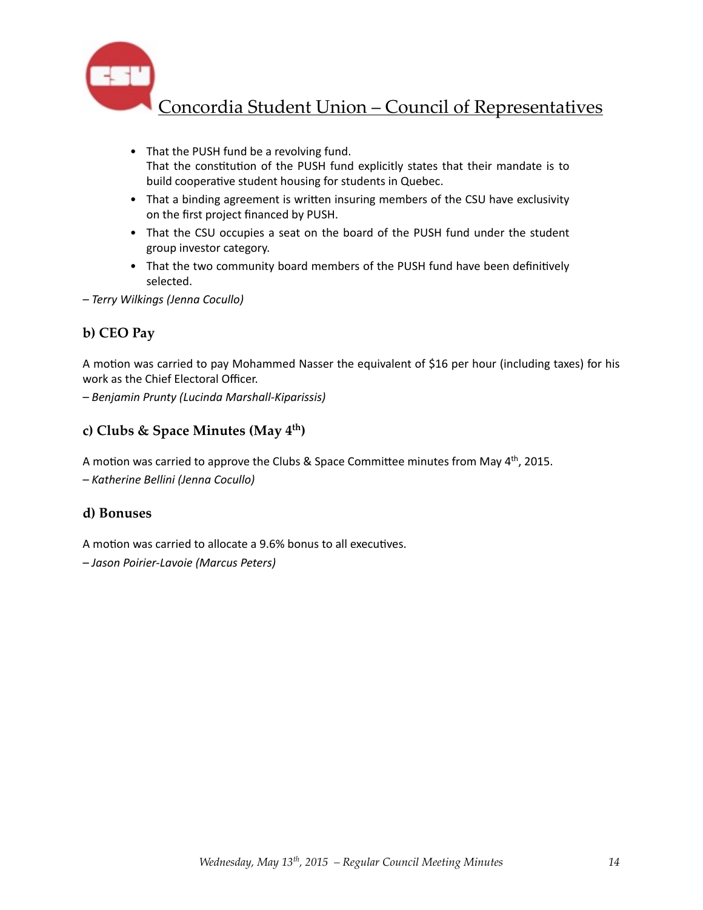- That the PUSH fund be a revolving fund.
  That the constitution of the PUSH fund explicitly states that their mandate is to build cooperative student housing for students in Quebec.
- That a binding agreement is written insuring members of the CSU have exclusivity on the first project financed by PUSH.
- That the CSU occupies a seat on the board of the PUSH fund under the student group investor category.
- That the two community board members of the PUSH fund have been definitively selected.

*– Terry Wilkings (Jenna Cocullo)*

### b) CEO Pay

A motion was carried to pay Mohammed Nasser the equivalent of $16 per hour (including taxes) for his work as the Chief Electoral Officer.

*– Benjamin Prunty (Lucinda Marshall-Kiparissis)*

### c) Clubs & Space Minutes (May 4th)

A motion was carried to approve the Clubs & Space Committee minutes from May 4th, 2015.

*– Katherine Bellini (Jenna Cocullo)*

### d) Bonuses

A motion was carried to allocate a 9.6% bonus to all executives.

*– Jason Poirier-Lavoie (Marcus Peters)*